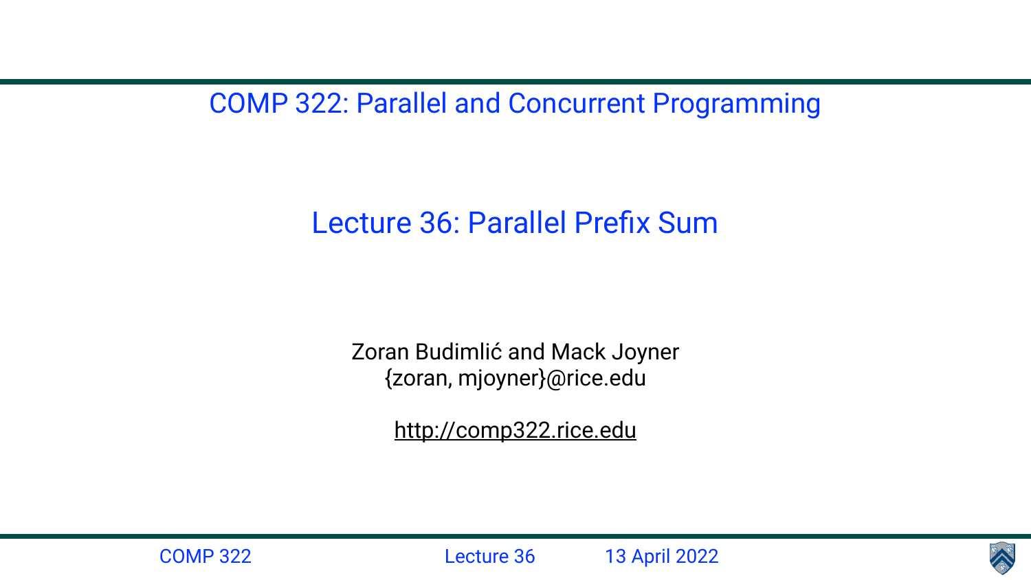COMP 322: Parallel and Concurrent Programming

# Lecture 36: Parallel Prefix Sum

Zoran Budimlić and Mack Joyner
{zoran, mjoyner}@rice.edu

http://comp322.rice.edu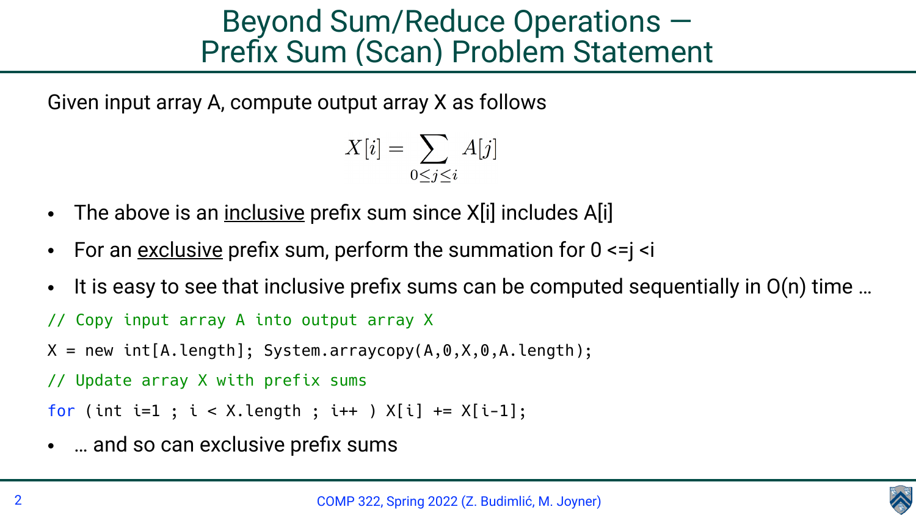# Beyond Sum/Reduce Operations — Prefix Sum (Scan) Problem Statement

Given input array A, compute output array X as follows

$$X[i] = \sum_{0 \leq j \leq i} A[j]$$

- The above is an <u>inclusive</u> prefix sum since X[i] includes A[i]
- For an <u>exclusive</u> prefix sum, perform the summation for 0 <=j <i
- It is easy to see that inclusive prefix sums can be computed sequentially in O(n) time …

```
// Copy input array A into output array X
X = new int[A.length]; System.arraycopy(A,0,X,0,A.length);
// Update array X with prefix sums
for (int i=1 ; i < X.length ; i++ ) X[i] += X[i-1];
```

- … and so can exclusive prefix sums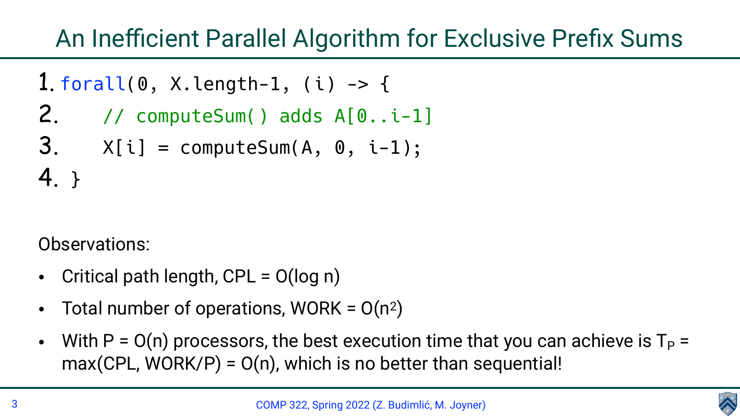# An Inefficient Parallel Algorithm for Exclusive Prefix Sums

```
1. forall(0, X.length-1, (i) -> {
2.     // computeSum() adds A[0..i-1]
3.     X[i] = computeSum(A, 0, i-1);
4. }
```

Observations:

- Critical path length, CPL = $O(\log n)$
- Total number of operations, WORK = $O(n^2)$
- With P = $O(n)$ processors, the best execution time that you can achieve is $T_P$ = max(CPL, WORK/P) = $O(n)$, which is no better than sequential!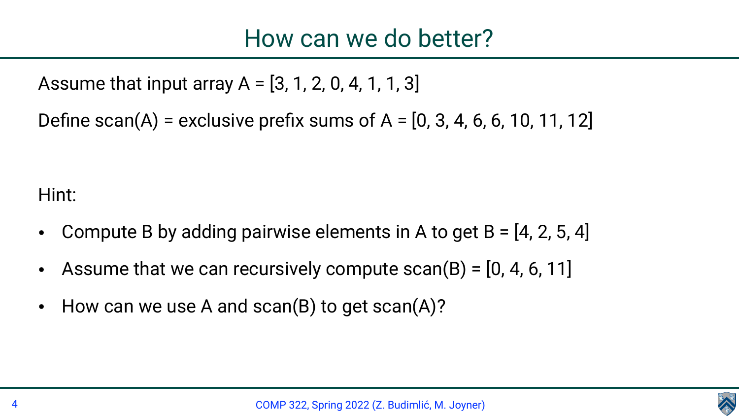# How can we do better?

Assume that input array A = [3, 1, 2, 0, 4, 1, 1, 3]

Define scan(A) = exclusive prefix sums of A = [0, 3, 4, 6, 6, 10, 11, 12]

Hint:

- Compute B by adding pairwise elements in A to get B = [4, 2, 5, 4]
- Assume that we can recursively compute scan(B) = [0, 4, 6, 11]
- How can we use A and scan(B) to get scan(A)?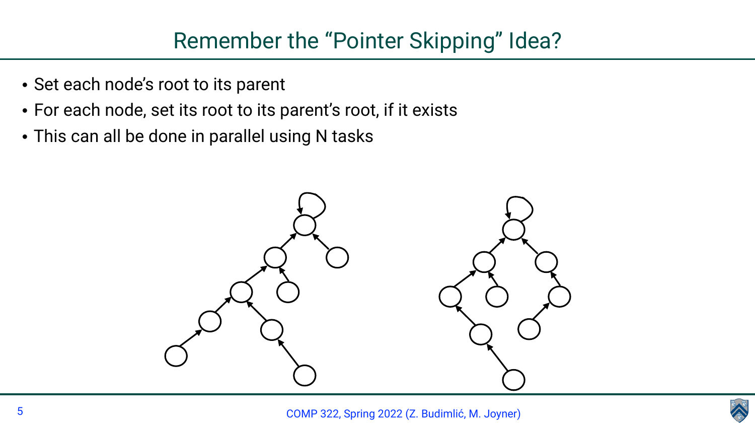# Remember the "Pointer Skipping" Idea?

- Set each node's root to its parent
- For each node, set its root to its parent's root, if it exists
- This can all be done in parallel using N tasks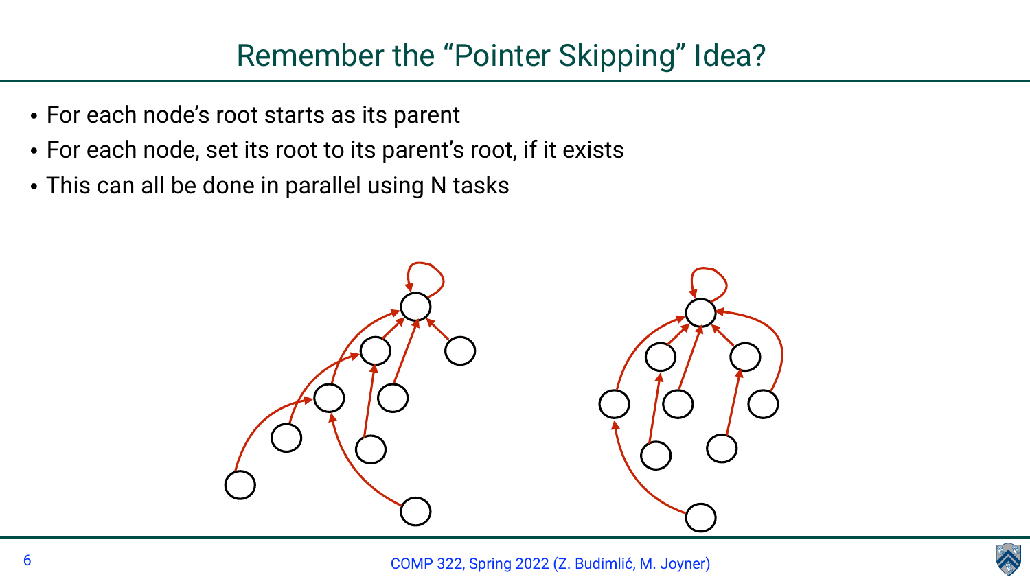# Remember the "Pointer Skipping" Idea?

- For each node's root starts as its parent
- For each node, set its root to its parent's root, if it exists
- This can all be done in parallel using N tasks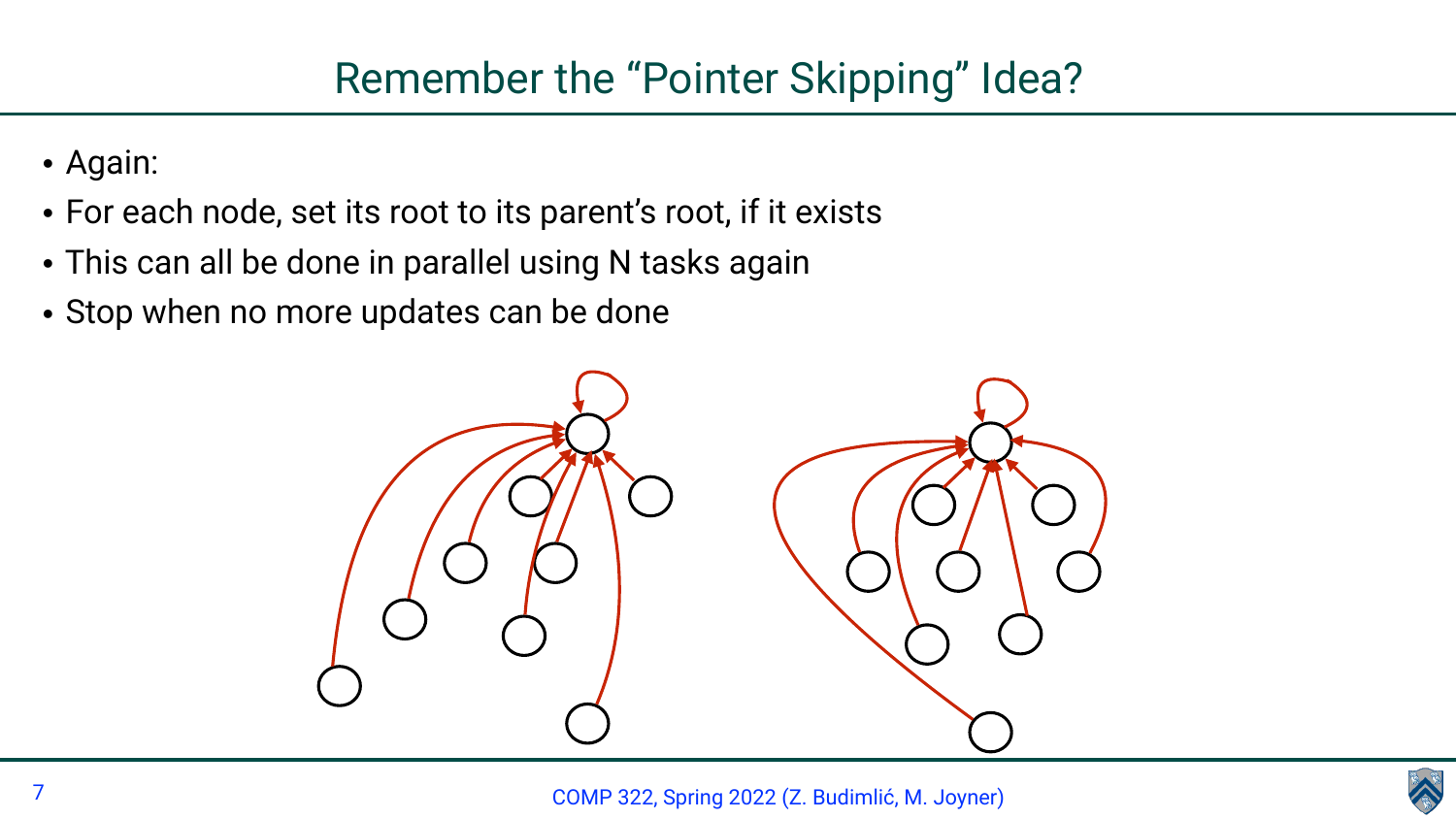# Remember the “Pointer Skipping” Idea?

- Again:
- For each node, set its root to its parent’s root, if it exists
- This can all be done in parallel using N tasks again
- Stop when no more updates can be done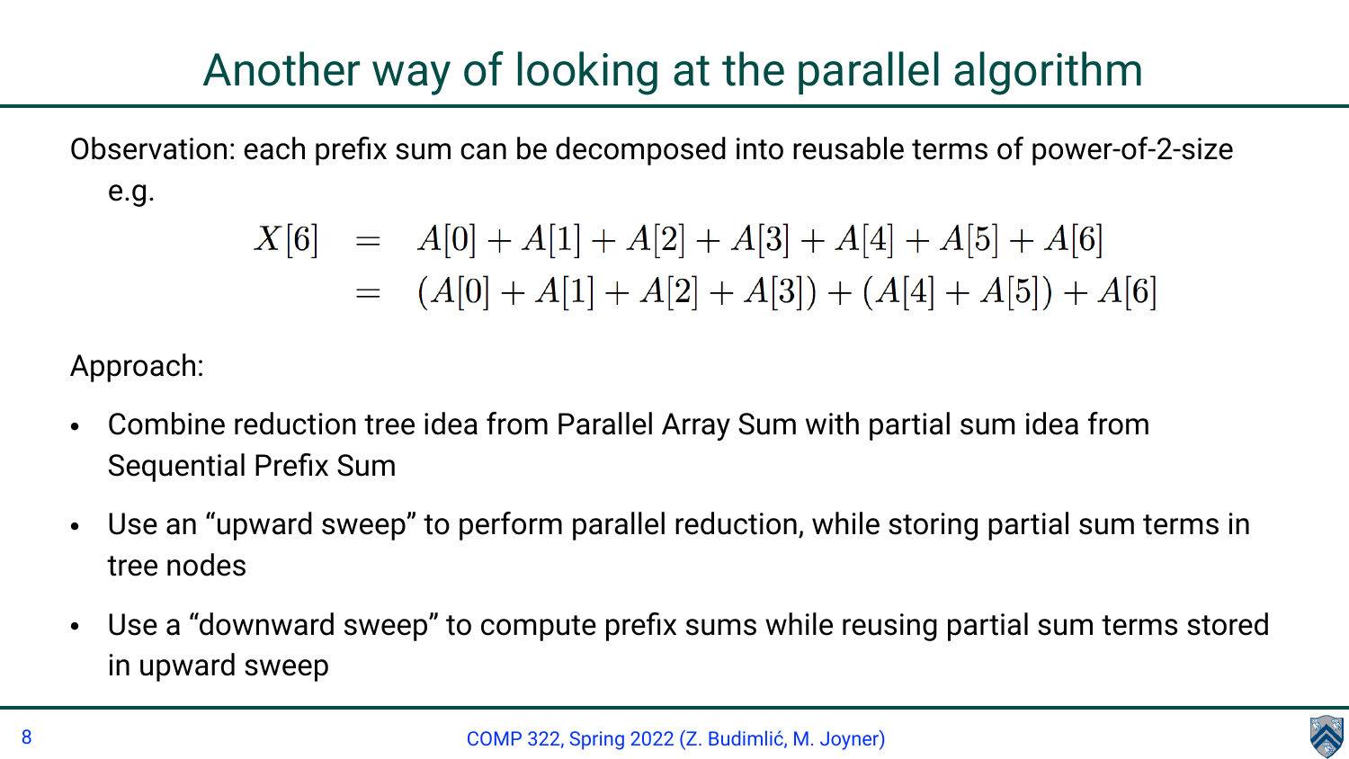# Another way of looking at the parallel algorithm

Observation: each prefix sum can be decomposed into reusable terms of power-of-2-size e.g.

$$
\begin{aligned}
X[6] &= A[0] + A[1] + A[2] + A[3] + A[4] + A[5] + A[6] \\
&= (A[0] + A[1] + A[2] + A[3]) + (A[4] + A[5]) + A[6]
\end{aligned}
$$

Approach:

- Combine reduction tree idea from Parallel Array Sum with partial sum idea from Sequential Prefix Sum
- Use an "upward sweep" to perform parallel reduction, while storing partial sum terms in tree nodes
- Use a "downward sweep" to compute prefix sums while reusing partial sum terms stored in upward sweep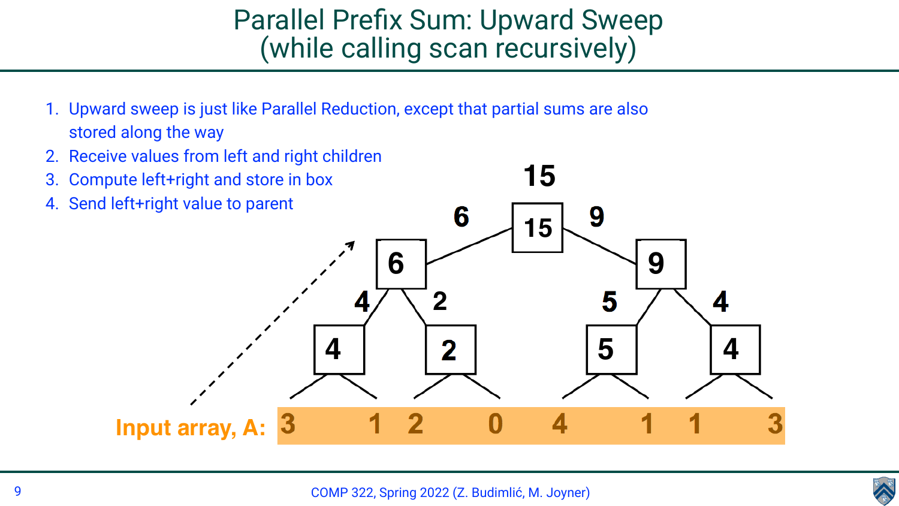# Parallel Prefix Sum: Upward Sweep (while calling scan recursively)

1. Upward sweep is just like Parallel Reduction, except that partial sums are also stored along the way
2. Receive values from left and right children
3. Compute left+right and store in box
4. Send left+right value to parent

Input array, A: 3 1 2 0 4 1 1 3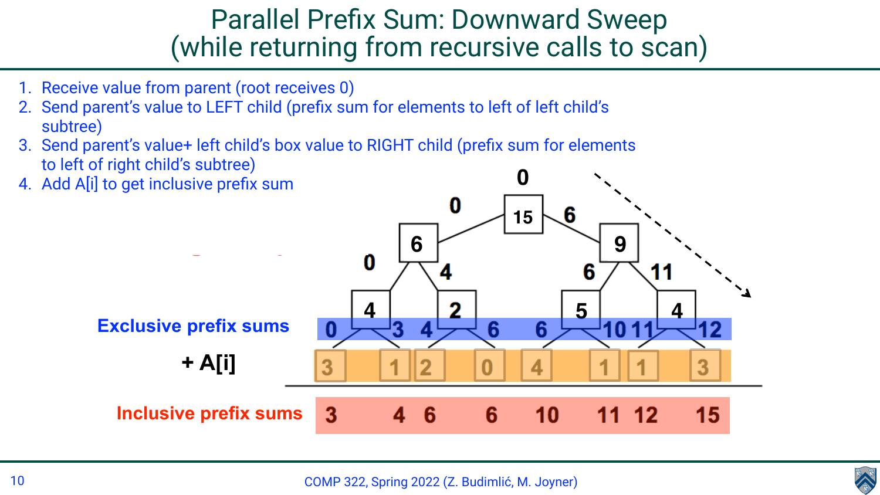# Parallel Prefix Sum: Downward Sweep (while returning from recursive calls to scan)

1. Receive value from parent (root receives 0)
2. Send parent's value to LEFT child (prefix sum for elements to left of left child's subtree)
3. Send parent's value+ left child's box value to RIGHT child (prefix sum for elements to left of right child's subtree)
4. Add A[i] to get inclusive prefix sum

| | | | | | | | | |
|---|---|---|---|---|---|---|---|---|
| **Exclusive prefix sums** | 0 | 3 | 4 | 6 | 6 | 10 | 11 | 12 |
| **+ A[i]** | 3 | 1 | 2 | 0 | 4 | 1 | 1 | 3 |
| **Inclusive prefix sums** | 3 | 4 | 6 | 6 | 10 | 11 | 12 | 15 |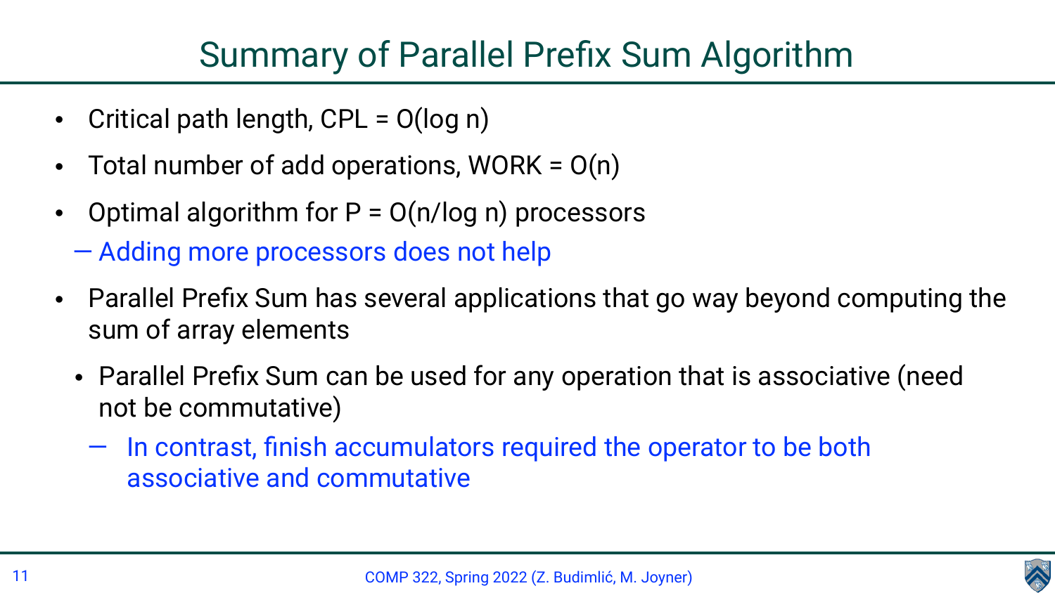# Summary of Parallel Prefix Sum Algorithm

- Critical path length, CPL = $O(\log n)$
- Total number of add operations, WORK = $O(n)$
- Optimal algorithm for P = $O(n/\log n)$ processors
  - Adding more processors does not help
- Parallel Prefix Sum has several applications that go way beyond computing the sum of array elements
  - Parallel Prefix Sum can be used for any operation that is associative (need not be commutative)
    - In contrast, finish accumulators required the operator to be both associative and commutative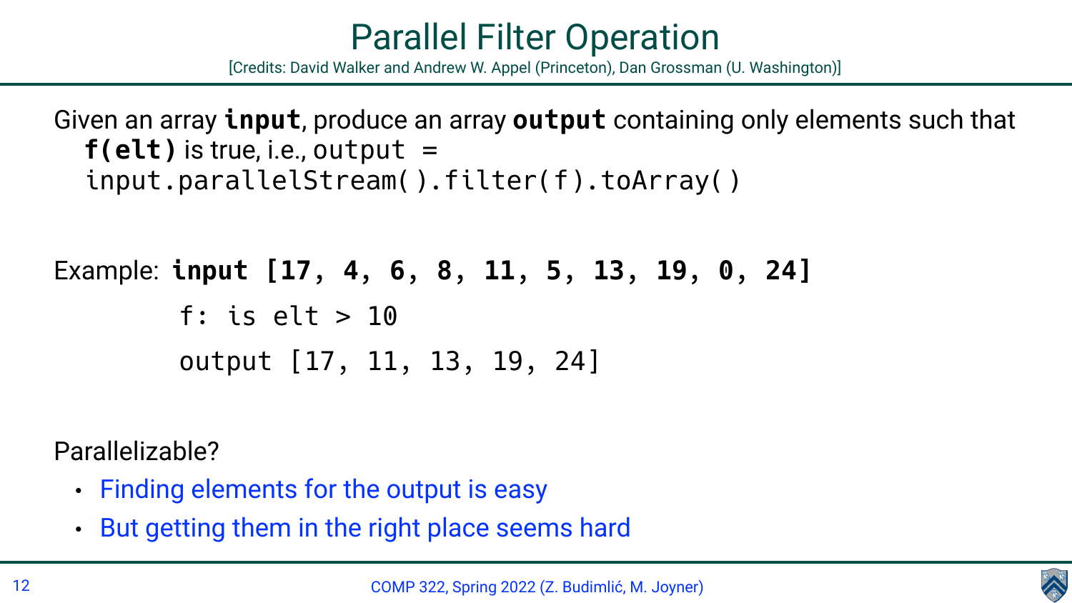# Parallel Filter Operation

[Credits: David Walker and Andrew W. Appel (Princeton), Dan Grossman (U. Washington)]

Given an array **`input`**, produce an array **`output`** containing only elements such that **`f(elt)`** is true, i.e., `output = input.parallelStream().filter(f).toArray()`

Example: **`input [17, 4, 6, 8, 11, 5, 13, 19, 0, 24]`**

```
f: is elt > 10
output [17, 11, 13, 19, 24]
```

Parallelizable?

- Finding elements for the output is easy
- But getting them in the right place seems hard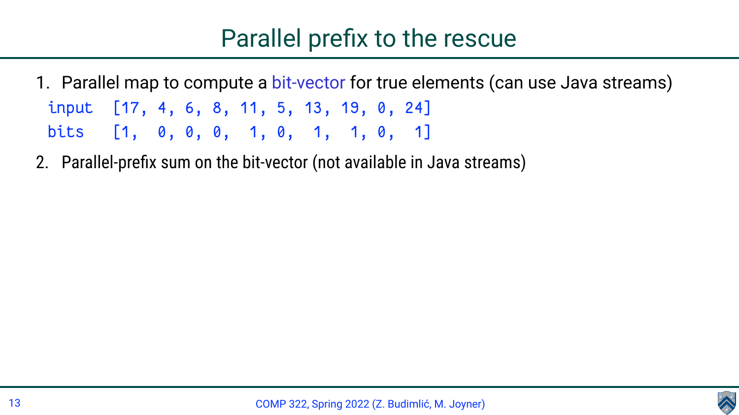# Parallel prefix to the rescue

1. Parallel map to compute a bit-vector for true elements (can use Java streams)

```
input   [17, 4, 6, 8, 11, 5, 13, 19, 0, 24]
bits    [1,  0, 0, 0,  1, 0,  1,  1, 0,  1]
```

2. Parallel-prefix sum on the bit-vector (not available in Java streams)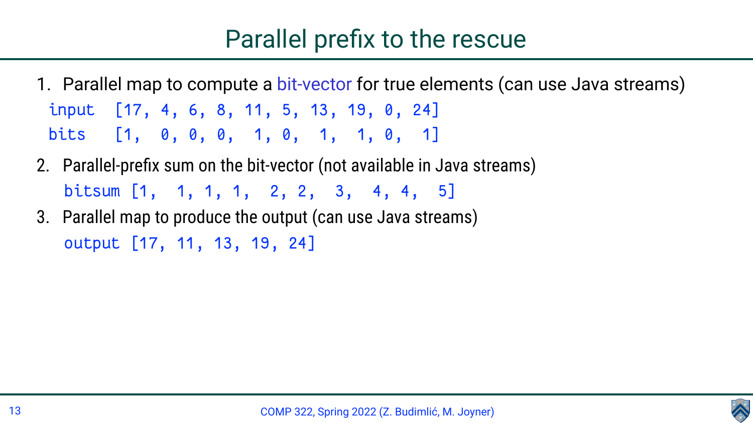# Parallel prefix to the rescue

1. Parallel map to compute a bit-vector for true elements (can use Java streams)

```
input   [17, 4, 6, 8, 11, 5, 13, 19, 0, 24]
bits    [1,  0, 0, 0,  1, 0,  1,  1, 0,  1]
```

2. Parallel-prefix sum on the bit-vector (not available in Java streams)

```
bitsum [1,  1, 1, 1,  2, 2,  3,  4, 4,  5]
```

3. Parallel map to produce the output (can use Java streams)

```
output [17, 11, 13, 19, 24]
```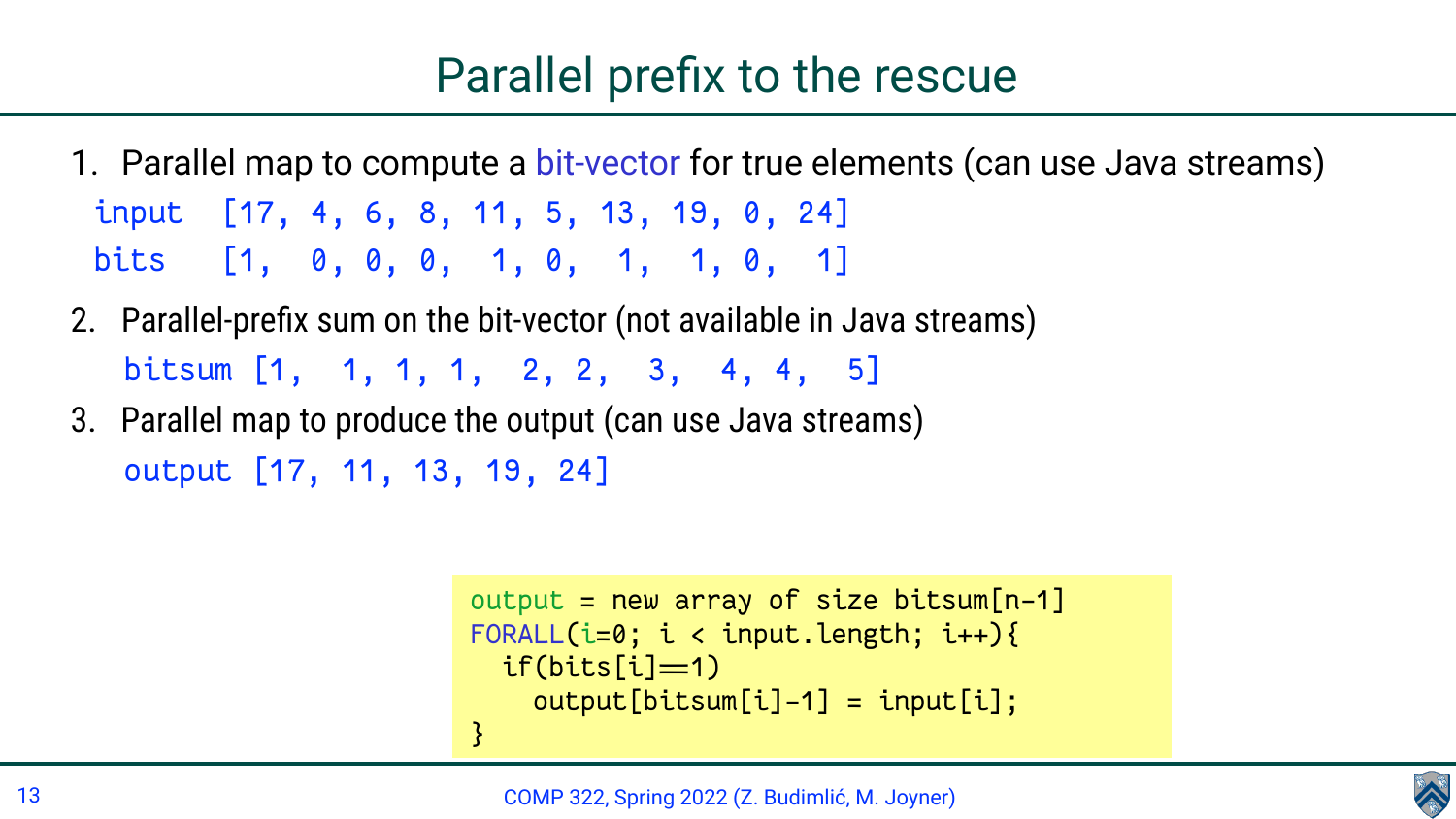# Parallel prefix to the rescue

1. Parallel map to compute a bit-vector for true elements (can use Java streams)

```
input   [17, 4, 6, 8, 11, 5, 13, 19, 0, 24]
bits    [1,  0, 0, 0,  1, 0,  1,  1, 0,  1]
```

2. Parallel-prefix sum on the bit-vector (not available in Java streams)

```
bitsum [1,  1, 1, 1,  2, 2,  3,  4, 4,  5]
```

3. Parallel map to produce the output (can use Java streams)

```
output [17, 11, 13, 19, 24]
```

```
output = new array of size bitsum[n-1]
FORALL(i=0; i < input.length; i++){
  if(bits[i]==1)
    output[bitsum[i]-1] = input[i];
}
```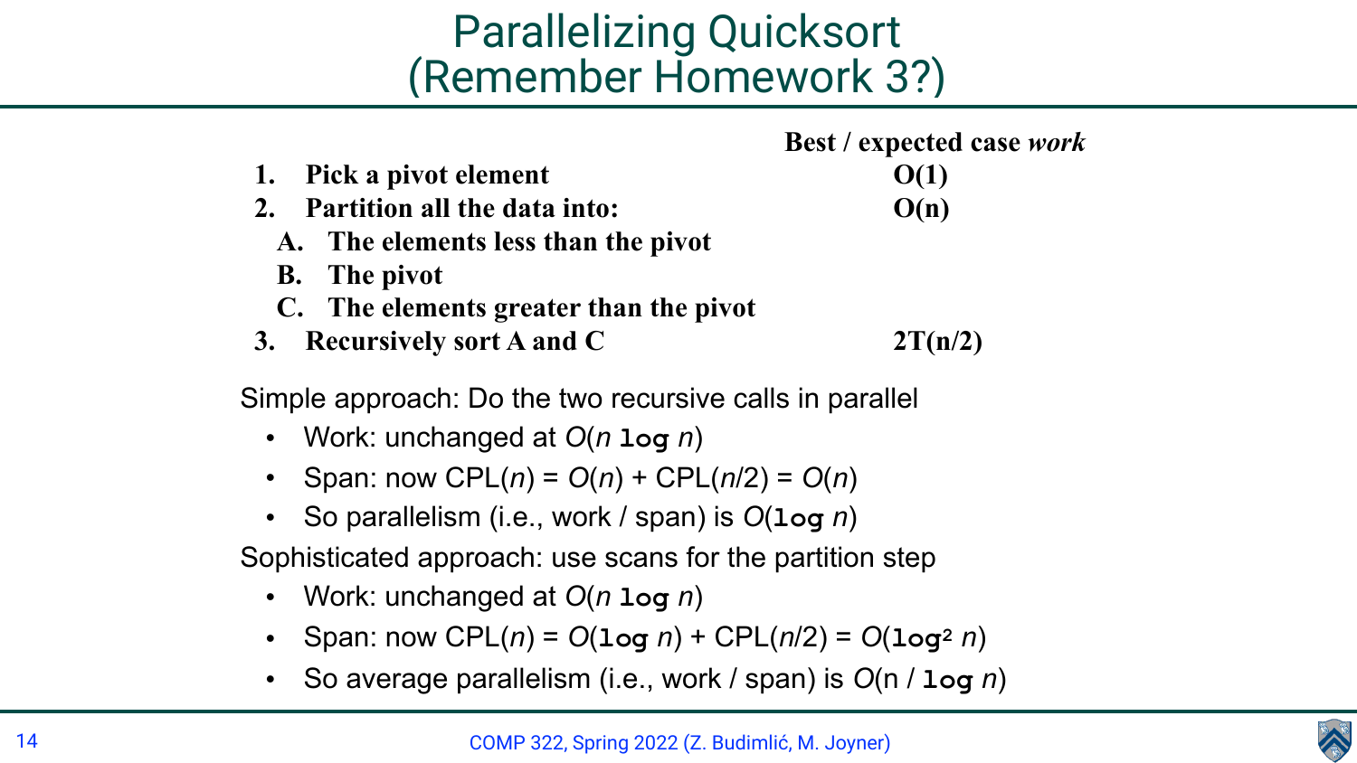# Parallelizing Quicksort (Remember Homework 3?)

| | Best / expected case *work* |
|---|---|
| 1. **Pick a pivot element** | **O(1)** |
| 2. **Partition all the data into:** | **O(n)** |
| A. **The elements less than the pivot** | |
| B. **The pivot** | |
| C. **The elements greater than the pivot** | |
| 3. **Recursively sort A and C** | **2T(n/2)** |

Simple approach: Do the two recursive calls in parallel

- Work: unchanged at $O(n \log n)$
- Span: now $CPL(n) = O(n) + CPL(n/2) = O(n)$
- So parallelism (i.e., work / span) is $O(\log n)$

Sophisticated approach: use scans for the partition step

- Work: unchanged at $O(n \log n)$
- Span: now $CPL(n) = O(\log n) + CPL(n/2) = O(\log^2 n)$
- So average parallelism (i.e., work / span) is $O(n / \log n)$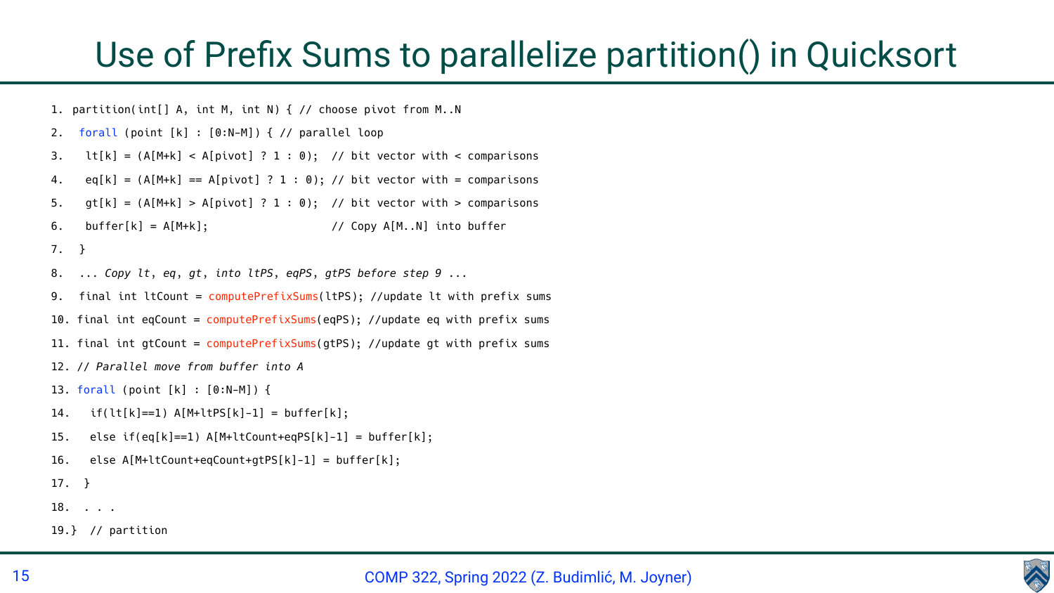# Use of Prefix Sums to parallelize partition() in Quicksort

```
1. partition(int[] A, int M, int N) { // choose pivot from M..N
2.  forall (point [k] : [0:N-M]) { // parallel loop
3.   lt[k] = (A[M+k] < A[pivot] ? 1 : 0);  // bit vector with < comparisons
4.   eq[k] = (A[M+k] == A[pivot] ? 1 : 0); // bit vector with = comparisons
5.   gt[k] = (A[M+k] > A[pivot] ? 1 : 0);  // bit vector with > comparisons
6.   buffer[k] = A[M+k];                   // Copy A[M..N] into buffer
7.  }
8.  ... Copy lt, eq, gt, into ltPS, eqPS, gtPS before step 9 ...
9.  final int ltCount = computePrefixSums(ltPS); //update lt with prefix sums
10. final int eqCount = computePrefixSums(eqPS); //update eq with prefix sums
11. final int gtCount = computePrefixSums(gtPS); //update gt with prefix sums
12. // Parallel move from buffer into A
13. forall (point [k] : [0:N-M]) {
14.   if(lt[k]==1) A[M+ltPS[k]-1] = buffer[k];
15.   else if(eq[k]==1) A[M+ltCount+eqPS[k]-1] = buffer[k];
16.   else A[M+ltCount+eqCount+gtPS[k]-1] = buffer[k];
17.  }
18.  . . .
19.}  // partition
```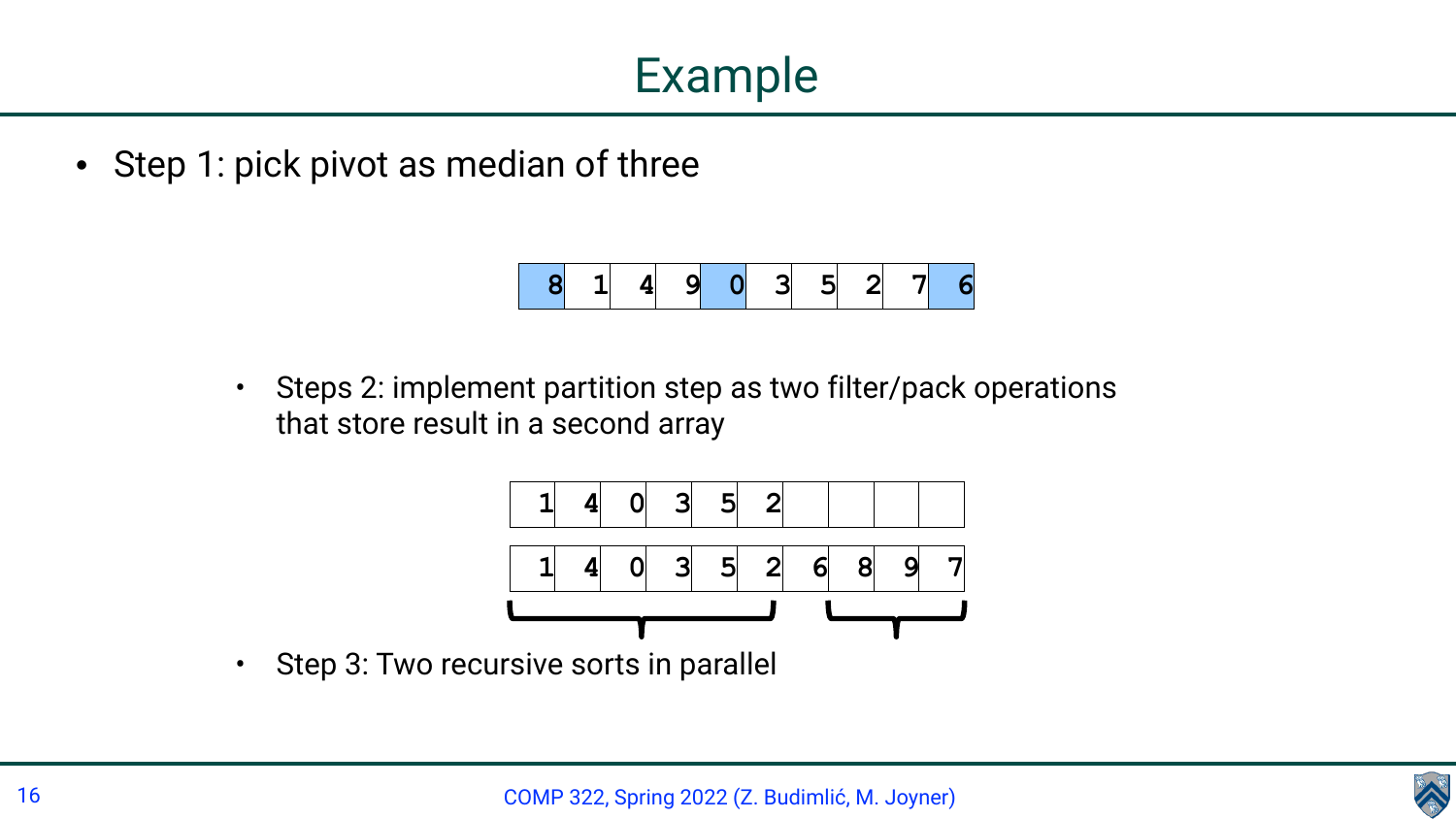# Example

- Step 1: pick pivot as median of three

| 8 | 1 | 4 | 9 | 0 | 3 | 5 | 2 | 7 | 6 |
|---|---|---|---|---|---|---|---|---|---|

  - Steps 2: implement partition step as two filter/pack operations that store result in a second array

| 1 | 4 | 0 | 3 | 5 | 2 | | | | |
|---|---|---|---|---|---|---|---|---|---|

| 1 | 4 | 0 | 3 | 5 | 2 | 6 | 8 | 9 | 7 |
|---|---|---|---|---|---|---|---|---|---|

  - Step 3: Two recursive sorts in parallel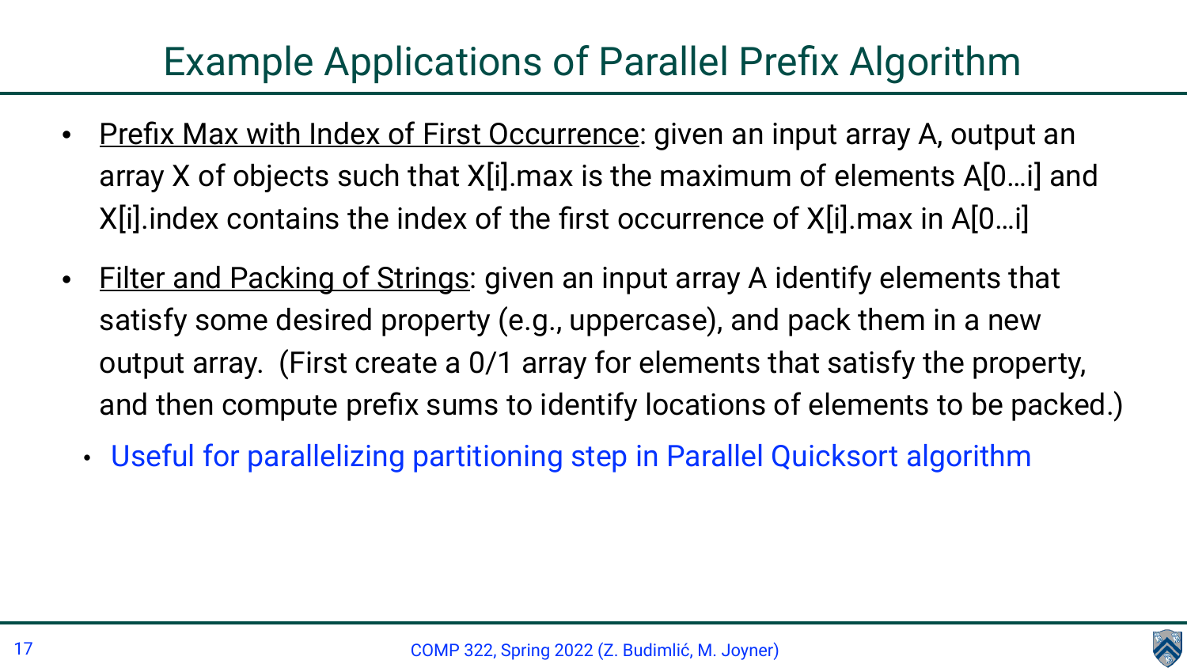# Example Applications of Parallel Prefix Algorithm

- Prefix Max with Index of First Occurrence: given an input array A, output an array X of objects such that X[i].max is the maximum of elements A[0…i] and X[i].index contains the index of the first occurrence of X[i].max in A[0…i]
- Filter and Packing of Strings: given an input array A identify elements that satisfy some desired property (e.g., uppercase), and pack them in a new output array. (First create a 0/1 array for elements that satisfy the property, and then compute prefix sums to identify locations of elements to be packed.)
  - Useful for parallelizing partitioning step in Parallel Quicksort algorithm